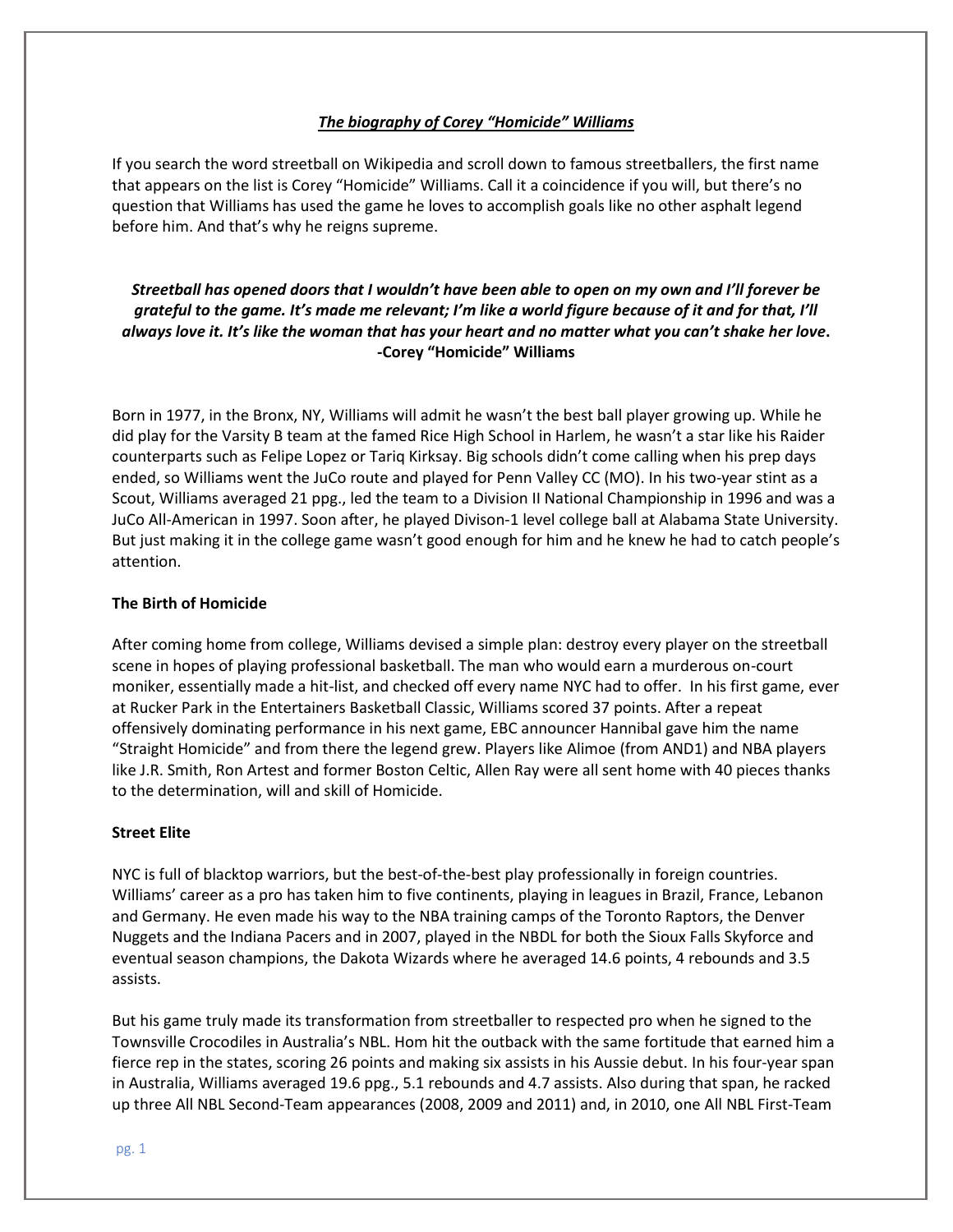# ***The biography of Corey "Homicide" Williams***

If you search the word streetball on Wikipedia and scroll down to famous streetballers, the first name that appears on the list is Corey "Homicide" Williams. Call it a coincidence if you will, but there's no question that Williams has used the game he loves to accomplish goals like no other asphalt legend before him. And that's why he reigns supreme.

***Streetball has opened doors that I wouldn't have been able to open on my own and I'll forever be grateful to the game. It's made me relevant; I'm like a world figure because of it and for that, I'll always love it. It's like the woman that has your heart and no matter what you can't shake her love.***
**-Corey "Homicide" Williams**

Born in 1977, in the Bronx, NY, Williams will admit he wasn't the best ball player growing up. While he did play for the Varsity B team at the famed Rice High School in Harlem, he wasn't a star like his Raider counterparts such as Felipe Lopez or Tariq Kirksay. Big schools didn't come calling when his prep days ended, so Williams went the JuCo route and played for Penn Valley CC (MO). In his two-year stint as a Scout, Williams averaged 21 ppg., led the team to a Division II National Championship in 1996 and was a JuCo All-American in 1997. Soon after, he played Divison-1 level college ball at Alabama State University. But just making it in the college game wasn't good enough for him and he knew he had to catch people's attention.

## The Birth of Homicide

After coming home from college, Williams devised a simple plan: destroy every player on the streetball scene in hopes of playing professional basketball. The man who would earn a murderous on-court moniker, essentially made a hit-list, and checked off every name NYC had to offer. In his first game, ever at Rucker Park in the Entertainers Basketball Classic, Williams scored 37 points. After a repeat offensively dominating performance in his next game, EBC announcer Hannibal gave him the name "Straight Homicide" and from there the legend grew. Players like Alimoe (from AND1) and NBA players like J.R. Smith, Ron Artest and former Boston Celtic, Allen Ray were all sent home with 40 pieces thanks to the determination, will and skill of Homicide.

## Street Elite

NYC is full of blacktop warriors, but the best-of-the-best play professionally in foreign countries. Williams' career as a pro has taken him to five continents, playing in leagues in Brazil, France, Lebanon and Germany. He even made his way to the NBA training camps of the Toronto Raptors, the Denver Nuggets and the Indiana Pacers and in 2007, played in the NBDL for both the Sioux Falls Skyforce and eventual season champions, the Dakota Wizards where he averaged 14.6 points, 4 rebounds and 3.5 assists.

But his game truly made its transformation from streetballer to respected pro when he signed to the Townsville Crocodiles in Australia's NBL. Hom hit the outback with the same fortitude that earned him a fierce rep in the states, scoring 26 points and making six assists in his Aussie debut. In his four-year span in Australia, Williams averaged 19.6 ppg., 5.1 rebounds and 4.7 assists. Also during that span, he racked up three All NBL Second-Team appearances (2008, 2009 and 2011) and, in 2010, one All NBL First-Team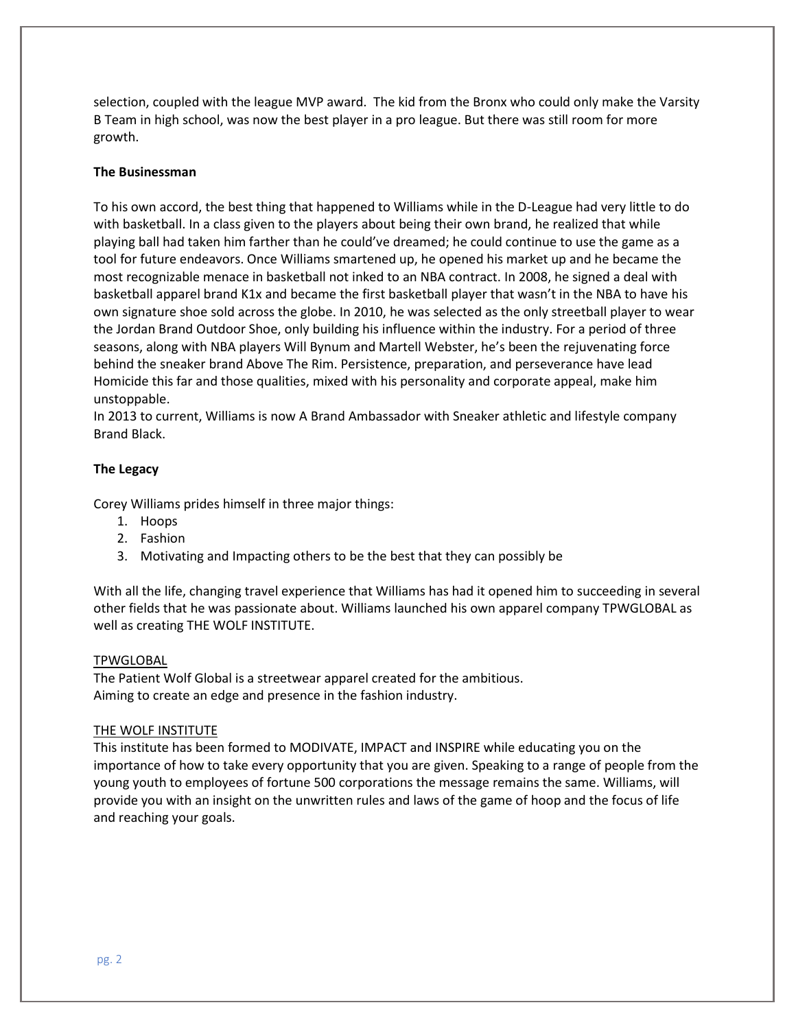selection, coupled with the league MVP award. The kid from the Bronx who could only make the Varsity B Team in high school, was now the best player in a pro league. But there was still room for more growth.

**The Businessman**

To his own accord, the best thing that happened to Williams while in the D-League had very little to do with basketball. In a class given to the players about being their own brand, he realized that while playing ball had taken him farther than he could've dreamed; he could continue to use the game as a tool for future endeavors. Once Williams smartened up, he opened his market up and he became the most recognizable menace in basketball not inked to an NBA contract. In 2008, he signed a deal with basketball apparel brand K1x and became the first basketball player that wasn't in the NBA to have his own signature shoe sold across the globe. In 2010, he was selected as the only streetball player to wear the Jordan Brand Outdoor Shoe, only building his influence within the industry. For a period of three seasons, along with NBA players Will Bynum and Martell Webster, he's been the rejuvenating force behind the sneaker brand Above The Rim. Persistence, preparation, and perseverance have lead Homicide this far and those qualities, mixed with his personality and corporate appeal, make him unstoppable.
In 2013 to current, Williams is now A Brand Ambassador with Sneaker athletic and lifestyle company Brand Black.

**The Legacy**

Corey Williams prides himself in three major things:

1. Hoops
2. Fashion
3. Motivating and Impacting others to be the best that they can possibly be

With all the life, changing travel experience that Williams has had it opened him to succeeding in several other fields that he was passionate about. Williams launched his own apparel company TPWGLOBAL as well as creating THE WOLF INSTITUTE.

<u>TPWGLOBAL</u>
The Patient Wolf Global is a streetwear apparel created for the ambitious.
Aiming to create an edge and presence in the fashion industry.

<u>THE WOLF INSTITUTE</u>
This institute has been formed to MODIVATE, IMPACT and INSPIRE while educating you on the importance of how to take every opportunity that you are given. Speaking to a range of people from the young youth to employees of fortune 500 corporations the message remains the same. Williams, will provide you with an insight on the unwritten rules and laws of the game of hoop and the focus of life and reaching your goals.